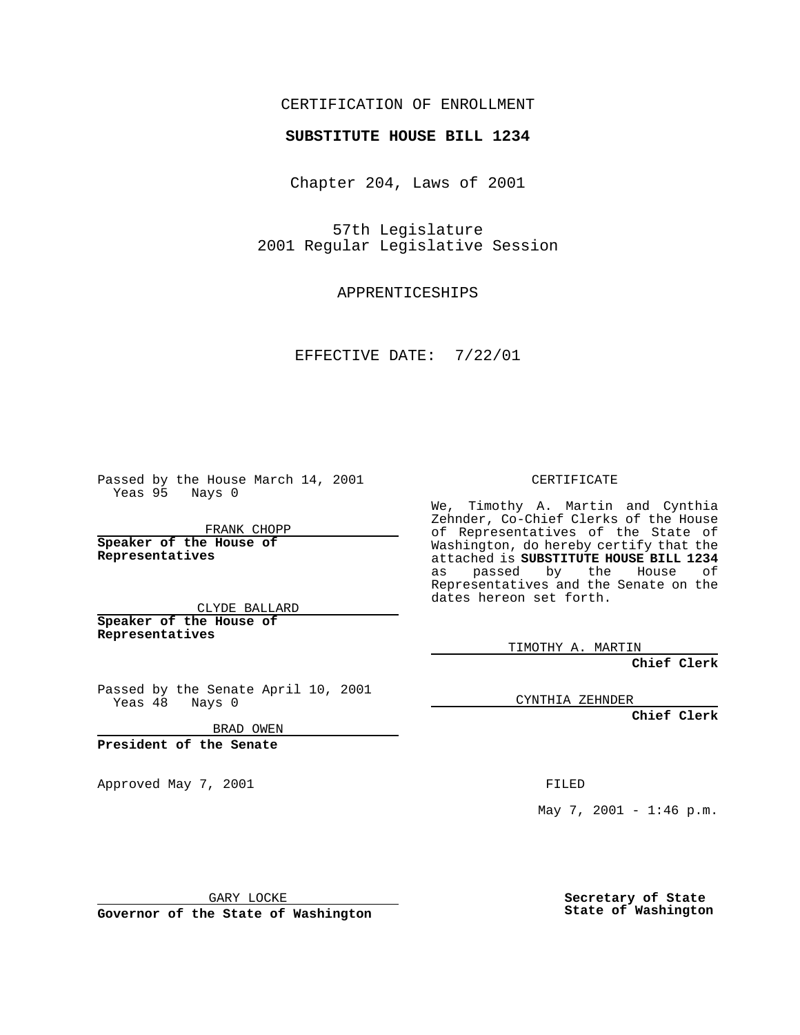CERTIFICATION OF ENROLLMENT

**SUBSTITUTE HOUSE BILL 1234**

Chapter 204, Laws of 2001

57th Legislature
2001 Regular Legislative Session

APPRENTICESHIPS

EFFECTIVE DATE: 7/22/01

Passed by the House March 14, 2001
Yeas 95 Nays 0

FRANK CHOPP

**Speaker of the House of Representatives**

CLYDE BALLARD

**Speaker of the House of Representatives**

Passed by the Senate April 10, 2001
Yeas 48 Nays 0

BRAD OWEN

**President of the Senate**

Approved May 7, 2001

GARY LOCKE

**Governor of the State of Washington**

CERTIFICATE

We, Timothy A. Martin and Cynthia Zehnder, Co-Chief Clerks of the House of Representatives of the State of Washington, do hereby certify that the attached is **SUBSTITUTE HOUSE BILL 1234** as passed by the House of Representatives and the Senate on the dates hereon set forth.

TIMOTHY A. MARTIN

**Chief Clerk**

CYNTHIA ZEHNDER

**Chief Clerk**

FILED

May 7, 2001 - 1:46 p.m.

**Secretary of State**
**State of Washington**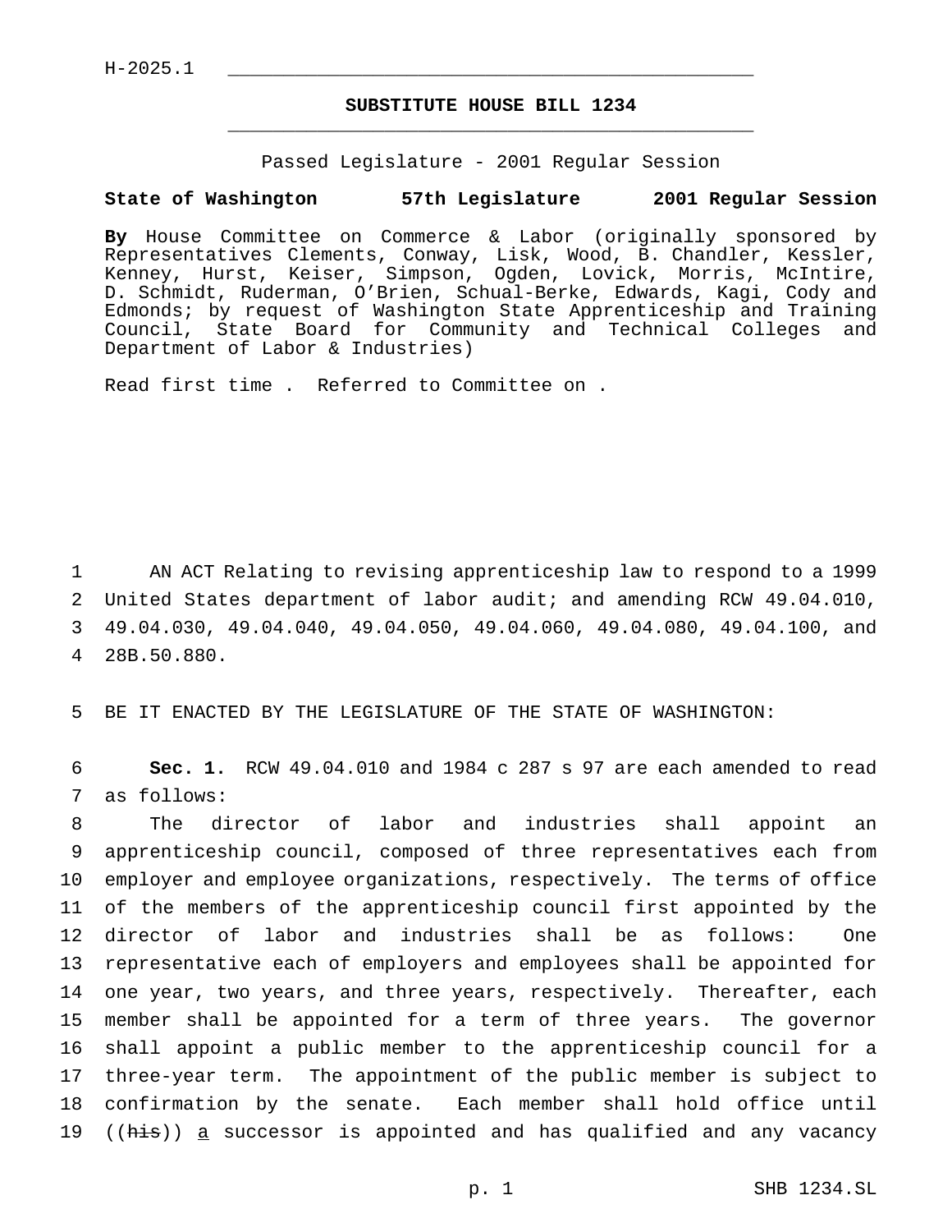H-2025.1

# SUBSTITUTE HOUSE BILL 1234

Passed Legislature - 2001 Regular Session

**State of Washington 57th Legislature 2001 Regular Session**

**By** House Committee on Commerce & Labor (originally sponsored by Representatives Clements, Conway, Lisk, Wood, B. Chandler, Kessler, Kenney, Hurst, Keiser, Simpson, Ogden, Lovick, Morris, McIntire, D. Schmidt, Ruderman, O'Brien, Schual-Berke, Edwards, Kagi, Cody and Edmonds; by request of Washington State Apprenticeship and Training Council, State Board for Community and Technical Colleges and Department of Labor & Industries)

Read first time . Referred to Committee on .

AN ACT Relating to revising apprenticeship law to respond to a 1999 United States department of labor audit; and amending RCW 49.04.010, 49.04.030, 49.04.040, 49.04.050, 49.04.060, 49.04.080, 49.04.100, and 28B.50.880.

BE IT ENACTED BY THE LEGISLATURE OF THE STATE OF WASHINGTON:

**Sec. 1.** RCW 49.04.010 and 1984 c 287 s 97 are each amended to read as follows:

The director of labor and industries shall appoint an apprenticeship council, composed of three representatives each from employer and employee organizations, respectively. The terms of office of the members of the apprenticeship council first appointed by the director of labor and industries shall be as follows: One representative each of employers and employees shall be appointed for one year, two years, and three years, respectively. Thereafter, each member shall be appointed for a term of three years. The governor shall appoint a public member to the apprenticeship council for a three-year term. The appointment of the public member is subject to confirmation by the senate. Each member shall hold office until ((~~his~~)) a successor is appointed and has qualified and any vacancy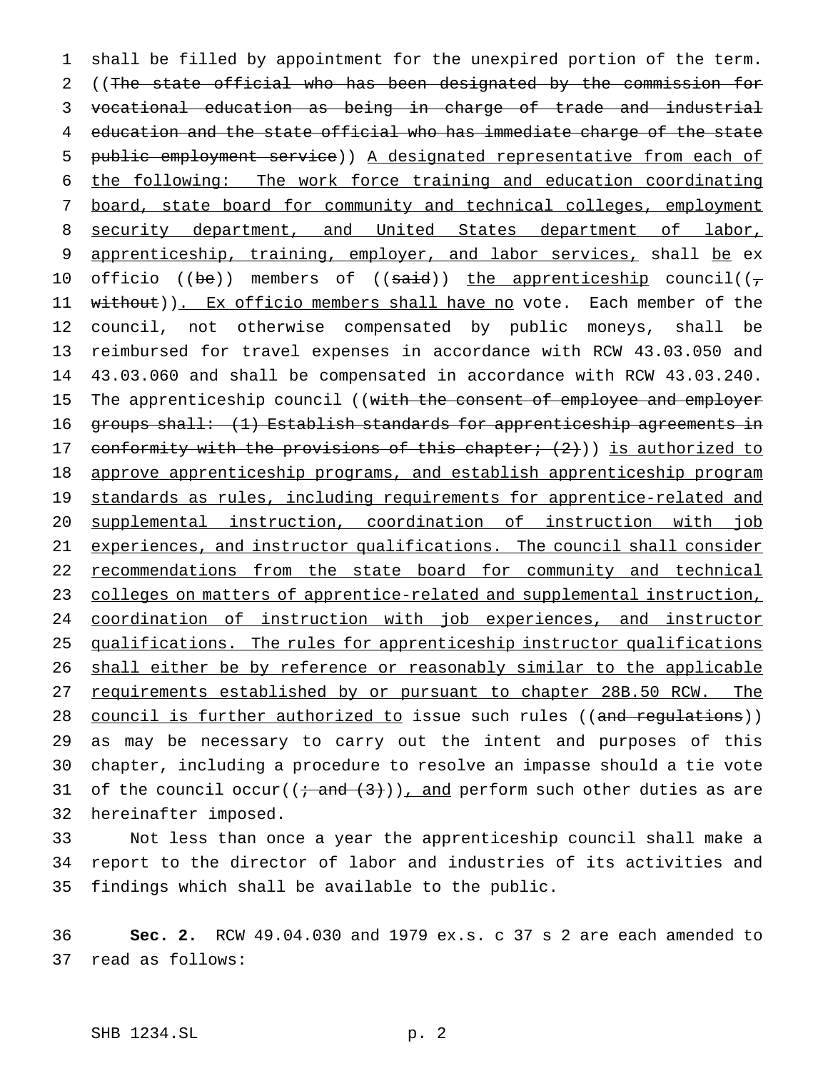shall be filled by appointment for the unexpired portion of the term. ((~~The state official who has been designated by the commission for vocational education as being in charge of trade and industrial education and the state official who has immediate charge of the state public employment service~~)) A designated representative from each of the following: The work force training and education coordinating board, state board for community and technical colleges, employment security department, and United States department of labor, apprenticeship, training, employer, and labor services, shall be ex officio ((~~be~~)) members of ((~~said~~)) the apprenticeship council((~~, without~~)). Ex officio members shall have no vote. Each member of the council, not otherwise compensated by public moneys, shall be reimbursed for travel expenses in accordance with RCW 43.03.050 and 43.03.060 and shall be compensated in accordance with RCW 43.03.240. The apprenticeship council ((~~with the consent of employee and employer groups shall: (1) Establish standards for apprenticeship agreements in conformity with the provisions of this chapter; (2)~~)) is authorized to approve apprenticeship programs, and establish apprenticeship program standards as rules, including requirements for apprentice-related and supplemental instruction, coordination of instruction with job experiences, and instructor qualifications. The council shall consider recommendations from the state board for community and technical colleges on matters of apprentice-related and supplemental instruction, coordination of instruction with job experiences, and instructor qualifications. The rules for apprenticeship instructor qualifications shall either be by reference or reasonably similar to the applicable requirements established by or pursuant to chapter 28B.50 RCW. The council is further authorized to issue such rules ((~~and regulations~~)) as may be necessary to carry out the intent and purposes of this chapter, including a procedure to resolve an impasse should a tie vote of the council occur((~~; and (3)~~)), and perform such other duties as are hereinafter imposed.

Not less than once a year the apprenticeship council shall make a report to the director of labor and industries of its activities and findings which shall be available to the public.

**Sec. 2.** RCW 49.04.030 and 1979 ex.s. c 37 s 2 are each amended to read as follows: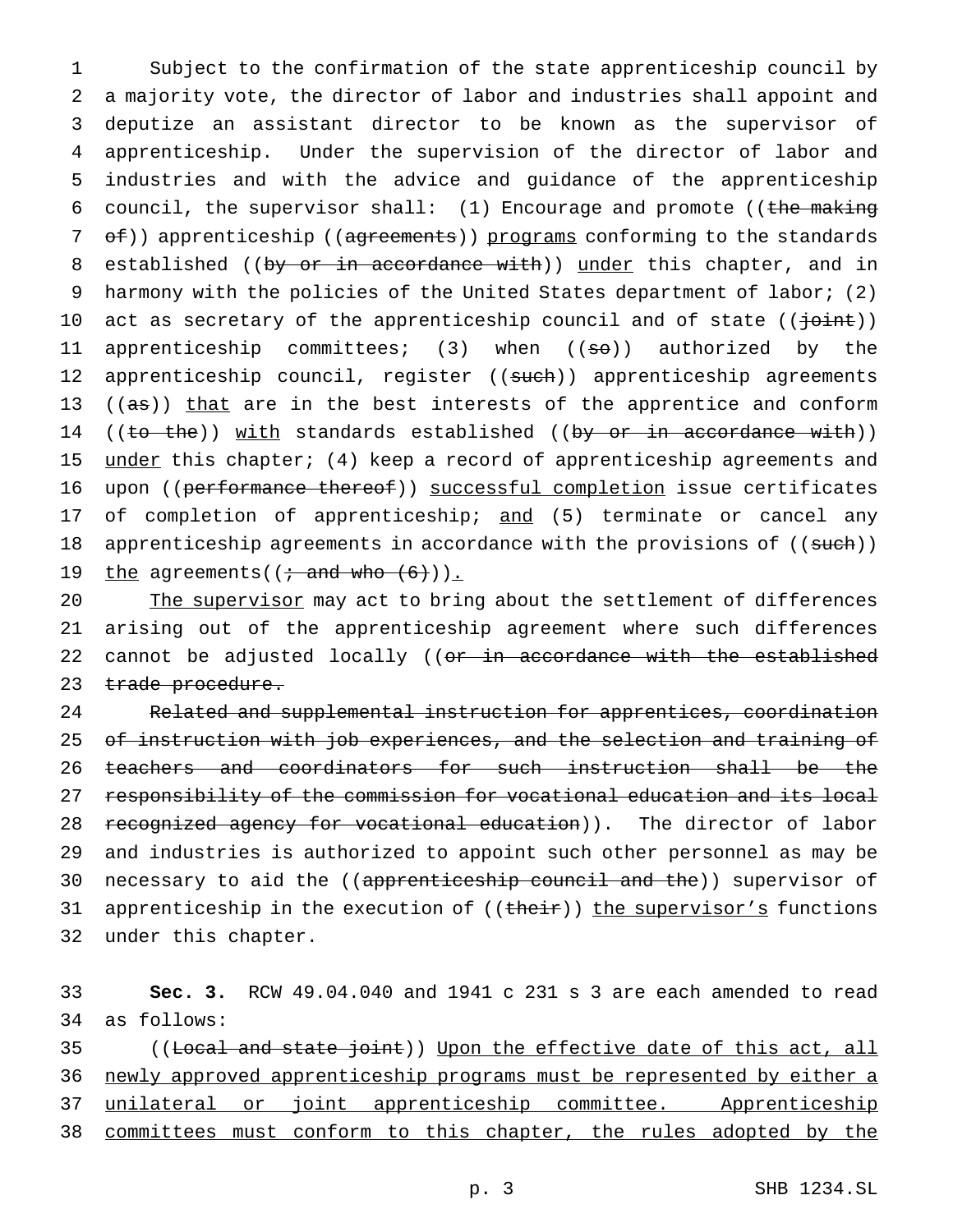Subject to the confirmation of the state apprenticeship council by a majority vote, the director of labor and industries shall appoint and deputize an assistant director to be known as the supervisor of apprenticeship. Under the supervision of the director of labor and industries and with the advice and guidance of the apprenticeship council, the supervisor shall: (1) Encourage and promote ((~~the making of~~)) apprenticeship ((~~agreements~~)) programs conforming to the standards established ((~~by or in accordance with~~)) under this chapter, and in harmony with the policies of the United States department of labor; (2) act as secretary of the apprenticeship council and of state ((~~joint~~)) apprenticeship committees; (3) when ((~~so~~)) authorized by the apprenticeship council, register ((~~such~~)) apprenticeship agreements ((~~as~~)) that are in the best interests of the apprentice and conform ((~~to the~~)) with standards established ((~~by or in accordance with~~)) under this chapter; (4) keep a record of apprenticeship agreements and upon ((~~performance thereof~~)) successful completion issue certificates of completion of apprenticeship; and (5) terminate or cancel any apprenticeship agreements in accordance with the provisions of ((~~such~~)) the agreements((~~; and who (6)~~)).

The supervisor may act to bring about the settlement of differences arising out of the apprenticeship agreement where such differences cannot be adjusted locally ((~~or in accordance with the established trade procedure.~~

~~Related and supplemental instruction for apprentices, coordination of instruction with job experiences, and the selection and training of teachers and coordinators for such instruction shall be the responsibility of the commission for vocational education and its local recognized agency for vocational education~~)). The director of labor and industries is authorized to appoint such other personnel as may be necessary to aid the ((~~apprenticeship council and the~~)) supervisor of apprenticeship in the execution of ((~~their~~)) the supervisor's functions under this chapter.

**Sec. 3.** RCW 49.04.040 and 1941 c 231 s 3 are each amended to read as follows:

((~~Local and state joint~~)) Upon the effective date of this act, all newly approved apprenticeship programs must be represented by either a unilateral or joint apprenticeship committee. Apprenticeship committees must conform to this chapter, the rules adopted by the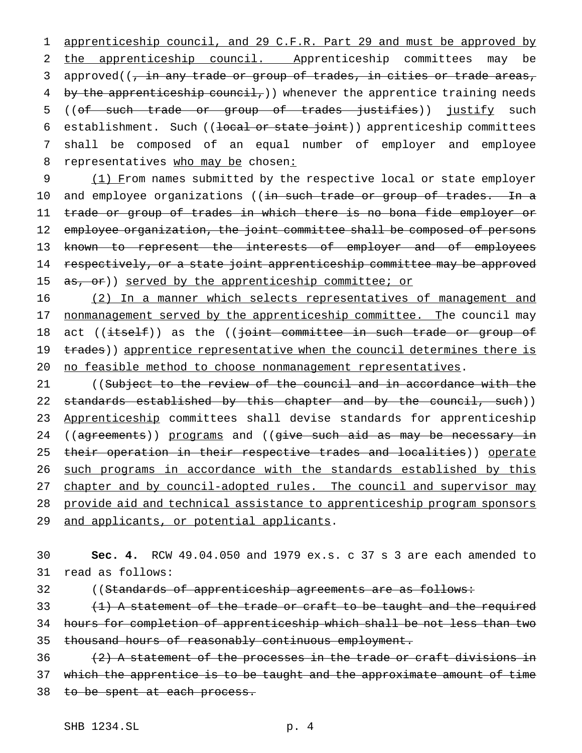apprenticeship council, and 29 C.F.R. Part 29 and must be approved by the apprenticeship council. Apprenticeship committees may be approved((~~, in any trade or group of trades, in cities or trade areas, by the apprenticeship council,~~)) whenever the apprentice training needs ((~~of such trade or group of trades justifies~~)) justify such establishment. Such ((~~local or state joint~~)) apprenticeship committees shall be composed of an equal number of employer and employee representatives who may be chosen:

(1) From names submitted by the respective local or state employer and employee organizations ((~~in such trade or group of trades. In a trade or group of trades in which there is no bona fide employer or employee organization, the joint committee shall be composed of persons known to represent the interests of employer and of employees respectively, or a state joint apprenticeship committee may be approved as, or~~)) served by the apprenticeship committee; or

(2) In a manner which selects representatives of management and nonmanagement served by the apprenticeship committee. The council may act ((~~itself~~)) as the ((~~joint committee in such trade or group of trades~~)) apprentice representative when the council determines there is no feasible method to choose nonmanagement representatives.

((~~Subject to the review of the council and in accordance with the standards established by this chapter and by the council, such~~)) Apprenticeship committees shall devise standards for apprenticeship ((~~agreements~~)) programs and ((~~give such aid as may be necessary in their operation in their respective trades and localities~~)) operate such programs in accordance with the standards established by this chapter and by council-adopted rules. The council and supervisor may provide aid and technical assistance to apprenticeship program sponsors and applicants, or potential applicants.

**Sec. 4.** RCW 49.04.050 and 1979 ex.s. c 37 s 3 are each amended to read as follows:

((~~Standards of apprenticeship agreements are as follows:~~

~~(1) A statement of the trade or craft to be taught and the required hours for completion of apprenticeship which shall be not less than two thousand hours of reasonably continuous employment.~~

~~(2) A statement of the processes in the trade or craft divisions in which the apprentice is to be taught and the approximate amount of time to be spent at each process.~~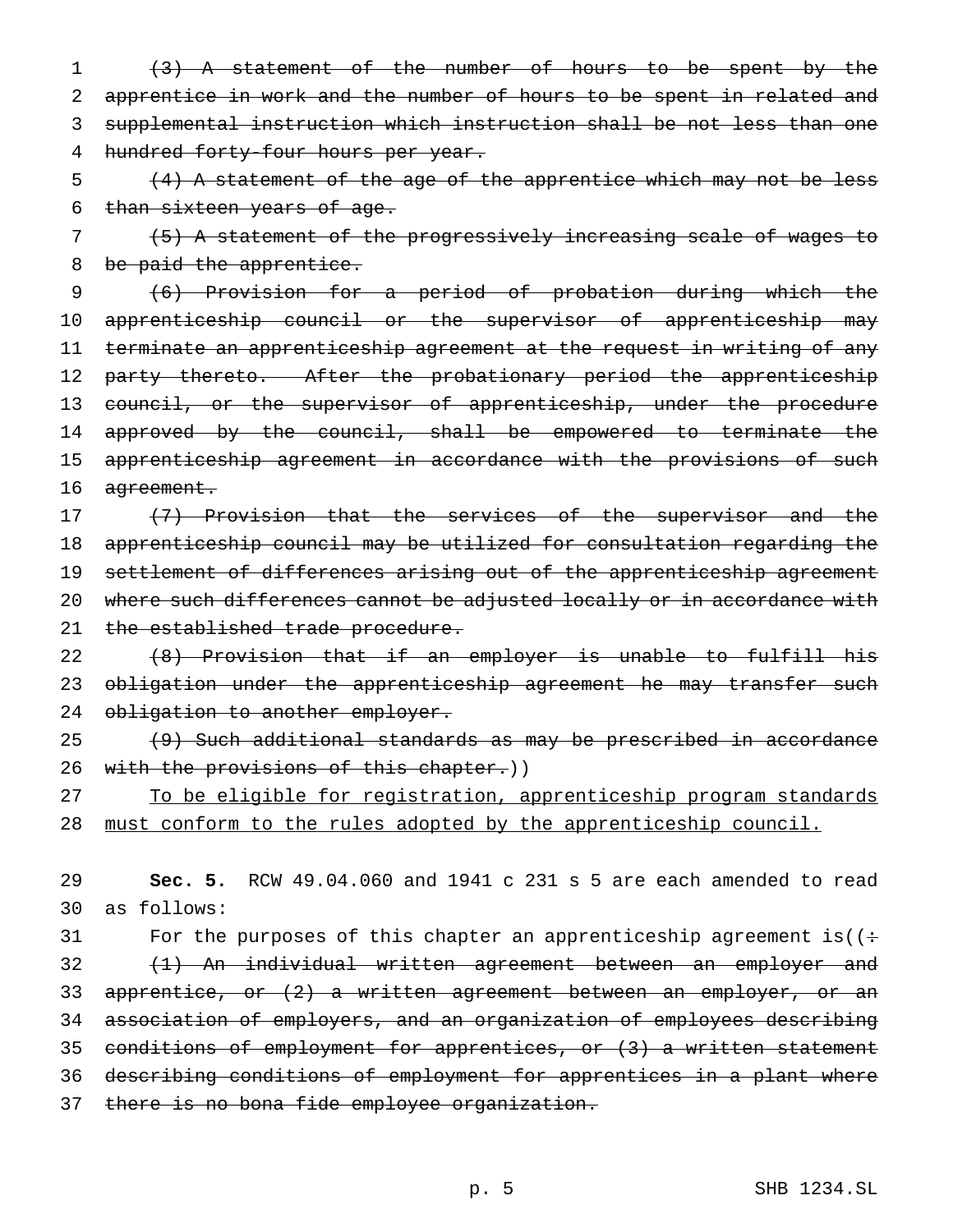~~(3) A statement of the number of hours to be spent by the apprentice in work and the number of hours to be spent in related and supplemental instruction which instruction shall be not less than one hundred forty-four hours per year.~~

~~(4) A statement of the age of the apprentice which may not be less than sixteen years of age.~~

~~(5) A statement of the progressively increasing scale of wages to be paid the apprentice.~~

~~(6) Provision for a period of probation during which the apprenticeship council or the supervisor of apprenticeship may terminate an apprenticeship agreement at the request in writing of any party thereto. After the probationary period the apprenticeship council, or the supervisor of apprenticeship, under the procedure approved by the council, shall be empowered to terminate the apprenticeship agreement in accordance with the provisions of such agreement.~~

~~(7) Provision that the services of the supervisor and the apprenticeship council may be utilized for consultation regarding the settlement of differences arising out of the apprenticeship agreement where such differences cannot be adjusted locally or in accordance with the established trade procedure.~~

~~(8) Provision that if an employer is unable to fulfill his obligation under the apprenticeship agreement he may transfer such obligation to another employer.~~

~~(9) Such additional standards as may be prescribed in accordance with the provisions of this chapter.~~))

<u>To be eligible for registration, apprenticeship program standards must conform to the rules adopted by the apprenticeship council.</u>

**Sec. 5.** RCW 49.04.060 and 1941 c 231 s 5 are each amended to read as follows:

For the purposes of this chapter an apprenticeship agreement is((~~:~~

~~(1) An individual written agreement between an employer and apprentice, or (2) a written agreement between an employer, or an association of employers, and an organization of employees describing conditions of employment for apprentices, or (3) a written statement describing conditions of employment for apprentices in a plant where there is no bona fide employee organization.~~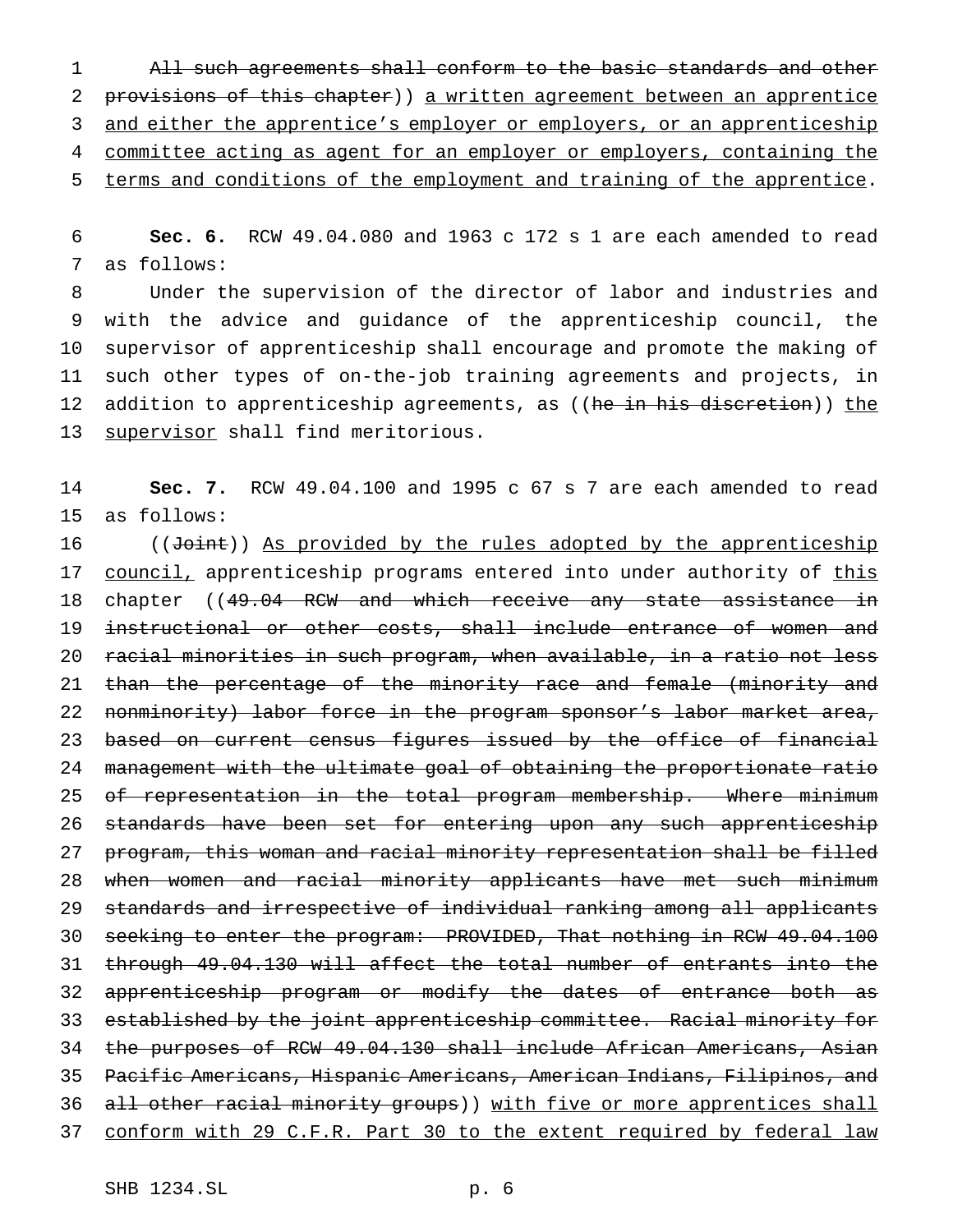~~All such agreements shall conform to the basic standards and other provisions of this chapter~~)) <u>a written agreement between an apprentice and either the apprentice's employer or employers, or an apprenticeship committee acting as agent for an employer or employers, containing the terms and conditions of the employment and training of the apprentice</u>.

**Sec. 6.** RCW 49.04.080 and 1963 c 172 s 1 are each amended to read as follows:

Under the supervision of the director of labor and industries and with the advice and guidance of the apprenticeship council, the supervisor of apprenticeship shall encourage and promote the making of such other types of on-the-job training agreements and projects, in addition to apprenticeship agreements, as ((~~he in his discretion~~)) <u>the supervisor</u> shall find meritorious.

**Sec. 7.** RCW 49.04.100 and 1995 c 67 s 7 are each amended to read as follows:

((~~Joint~~)) <u>As provided by the rules adopted by the apprenticeship council,</u> apprenticeship programs entered into under authority of <u>this</u> chapter ((~~49.04 RCW and which receive any state assistance in instructional or other costs, shall include entrance of women and racial minorities in such program, when available, in a ratio not less than the percentage of the minority race and female (minority and nonminority) labor force in the program sponsor's labor market area, based on current census figures issued by the office of financial management with the ultimate goal of obtaining the proportionate ratio of representation in the total program membership. Where minimum standards have been set for entering upon any such apprenticeship program, this woman and racial minority representation shall be filled when women and racial minority applicants have met such minimum standards and irrespective of individual ranking among all applicants seeking to enter the program: PROVIDED, That nothing in RCW 49.04.100 through 49.04.130 will affect the total number of entrants into the apprenticeship program or modify the dates of entrance both as established by the joint apprenticeship committee. Racial minority for the purposes of RCW 49.04.130 shall include African Americans, Asian Pacific Americans, Hispanic Americans, American Indians, Filipinos, and all other racial minority groups~~)) <u>with five or more apprentices shall conform with 29 C.F.R. Part 30 to the extent required by federal law</u>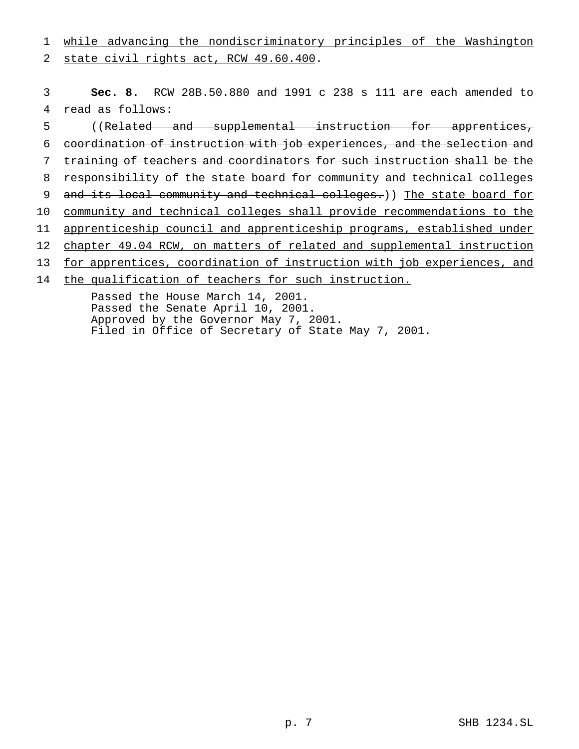while advancing the nondiscriminatory principles of the Washington state civil rights act, RCW 49.60.400.

**Sec. 8.** RCW 28B.50.880 and 1991 c 238 s 111 are each amended to read as follows:

((~~Related and supplemental instruction for apprentices, coordination of instruction with job experiences, and the selection and training of teachers and coordinators for such instruction shall be the responsibility of the state board for community and technical colleges and its local community and technical colleges.~~)) The state board for community and technical colleges shall provide recommendations to the apprenticeship council and apprenticeship programs, established under chapter 49.04 RCW, on matters of related and supplemental instruction for apprentices, coordination of instruction with job experiences, and the qualification of teachers for such instruction.

Passed the House March 14, 2001.
Passed the Senate April 10, 2001.
Approved by the Governor May 7, 2001.
Filed in Office of Secretary of State May 7, 2001.